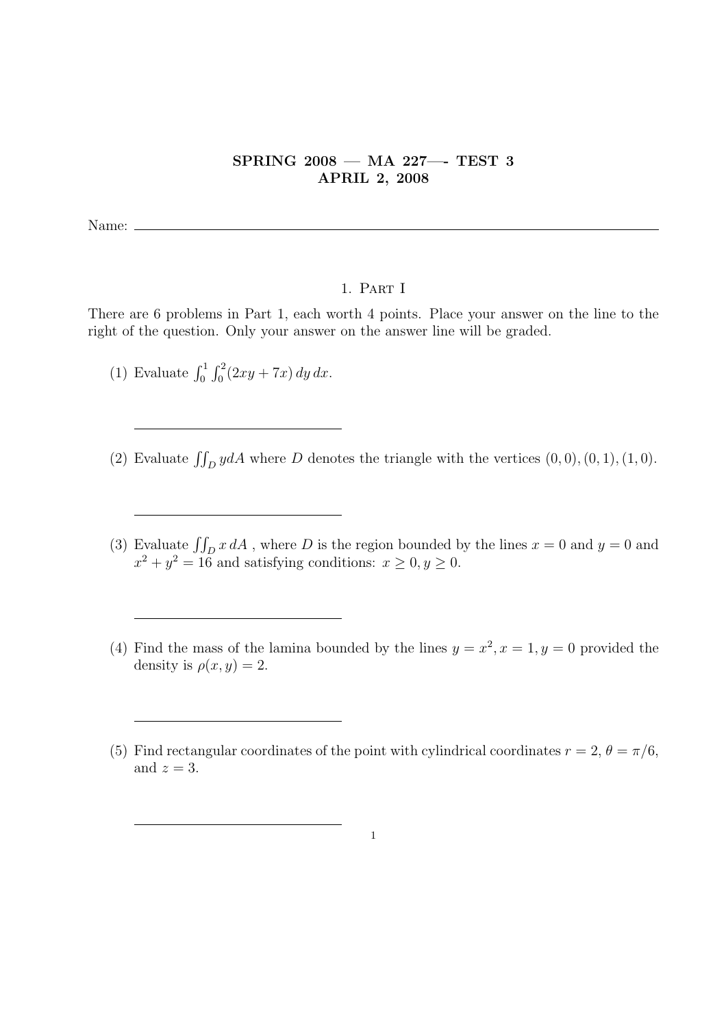**SPRING 2008 — MA 227—- TEST 3**
**APRIL 2, 2008**

Name: ______________________________

## 1. Part I

There are 6 problems in Part 1, each worth 4 points. Place your answer on the line to the right of the question. Only your answer on the answer line will be graded.

(1) Evaluate $\int_0^1 \int_0^2 (2xy + 7x)\, dy\, dx$.

______________________________

(2) Evaluate $\iint_D y dA$ where $D$ denotes the triangle with the vertices $(0,0), (0,1), (1,0)$.

______________________________

(3) Evaluate $\iint_D x\, dA$ , where $D$ is the region bounded by the lines $x = 0$ and $y = 0$ and $x^2 + y^2 = 16$ and satisfying conditions: $x \geq 0, y \geq 0$.

______________________________

(4) Find the mass of the lamina bounded by the lines $y = x^2, x = 1, y = 0$ provided the density is $\rho(x, y) = 2$.

______________________________

(5) Find rectangular coordinates of the point with cylindrical coordinates $r = 2$, $\theta = \pi/6$, and $z = 3$.

______________________________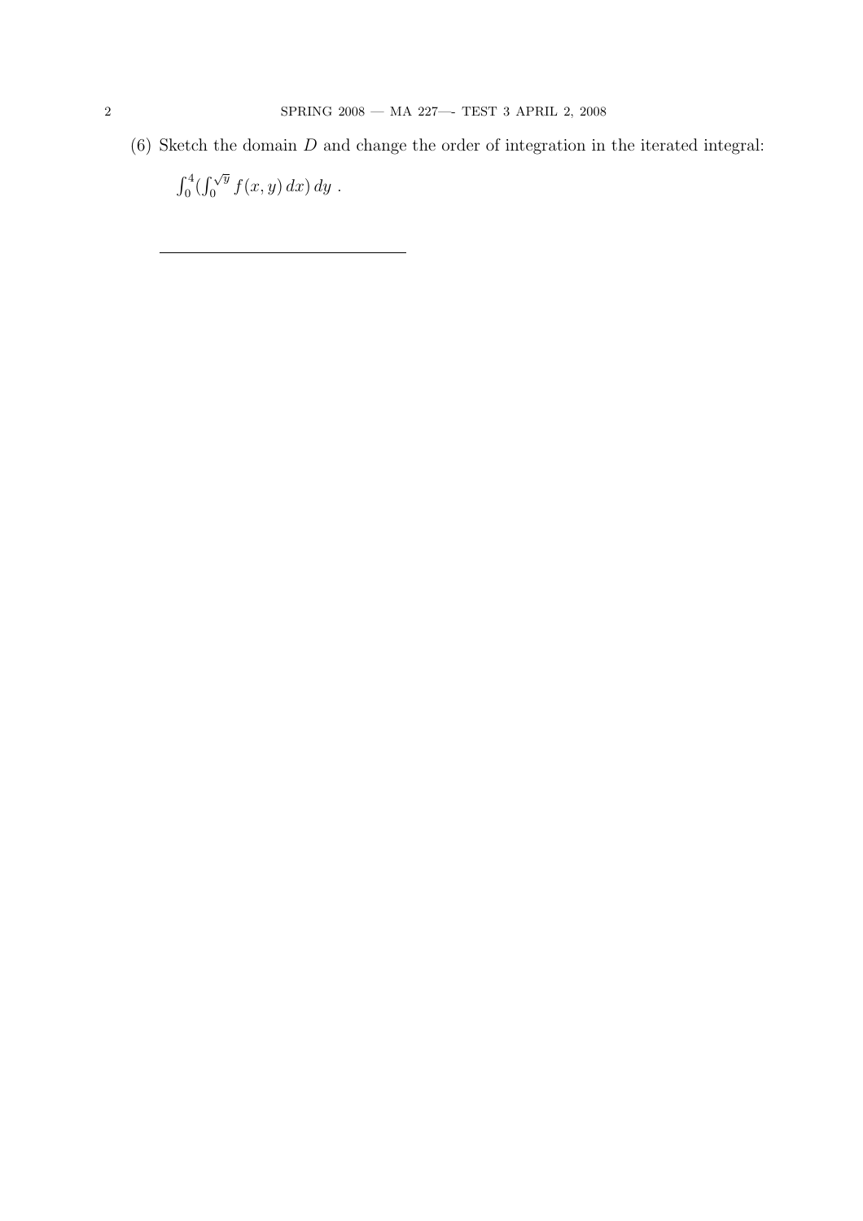(6) Sketch the domain $D$ and change the order of integration in the iterated integral:

$\int_0^4 (\int_0^{\sqrt{y}} f(x, y)\, dx)\, dy$ .

---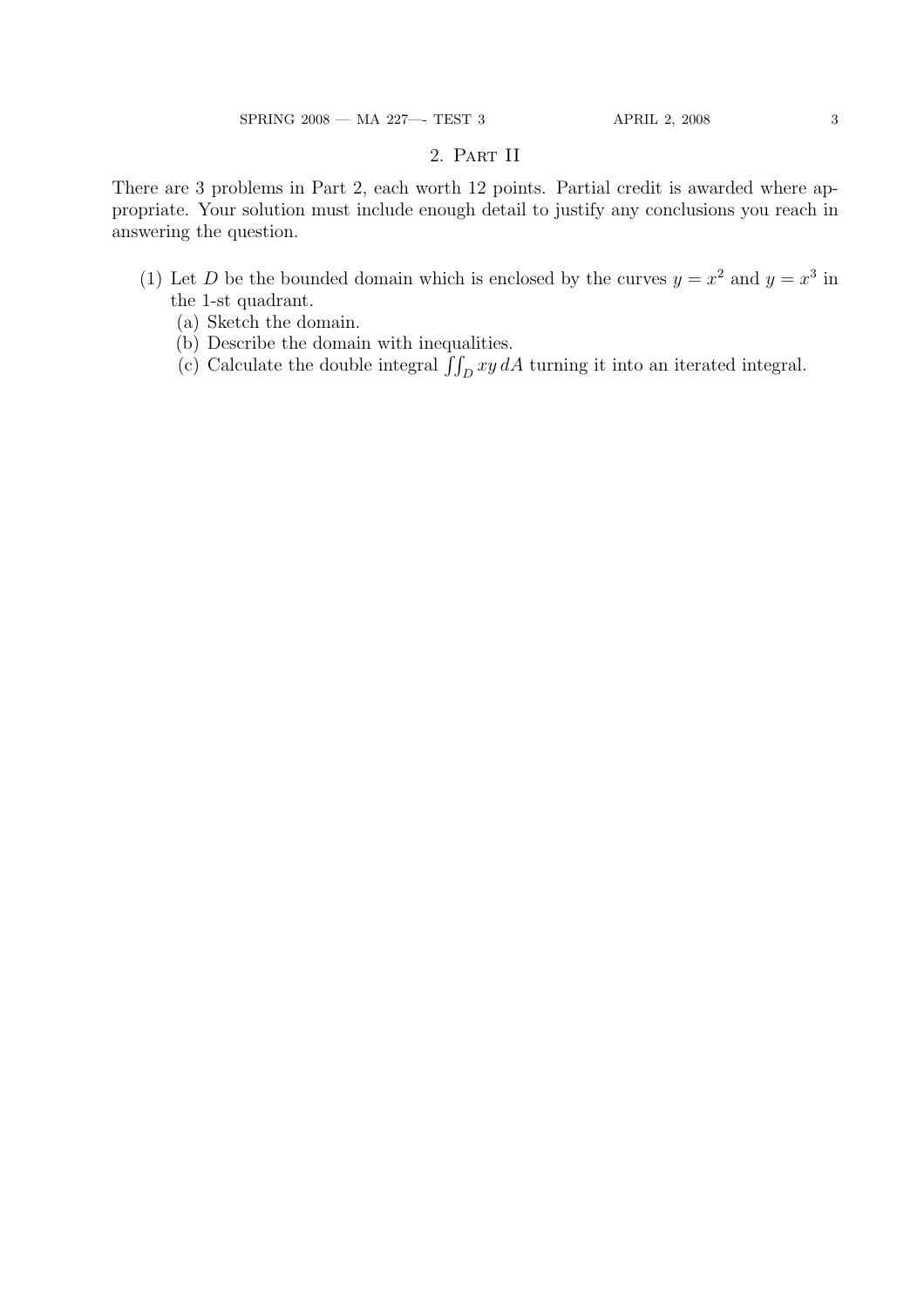## 2. Part II

There are 3 problems in Part 2, each worth 12 points. Partial credit is awarded where appropriate. Your solution must include enough detail to justify any conclusions you reach in answering the question.

(1) Let $D$ be the bounded domain which is enclosed by the curves $y = x^2$ and $y = x^3$ in the 1-st quadrant.
   (a) Sketch the domain.
   (b) Describe the domain with inequalities.
   (c) Calculate the double integral $\iint_D xy \, dA$ turning it into an iterated integral.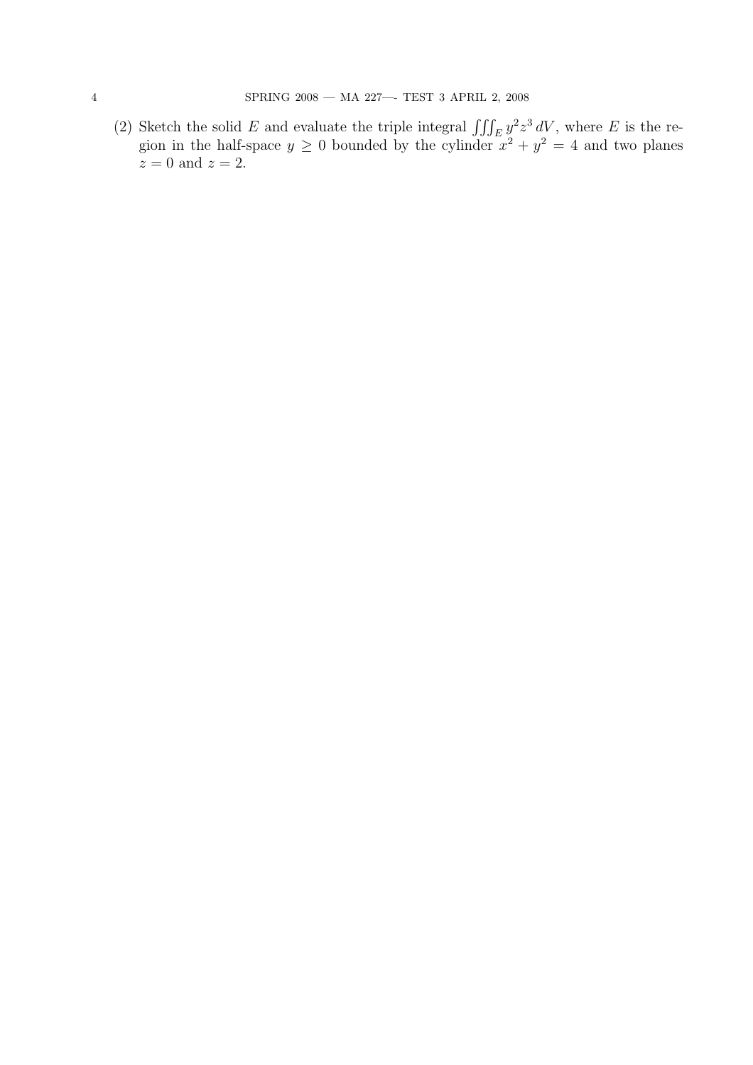(2) Sketch the solid $E$ and evaluate the triple integral $\iiint_E y^2 z^3 \, dV$, where $E$ is the region in the half-space $y \geq 0$ bounded by the cylinder $x^2 + y^2 = 4$ and two planes $z = 0$ and $z = 2$.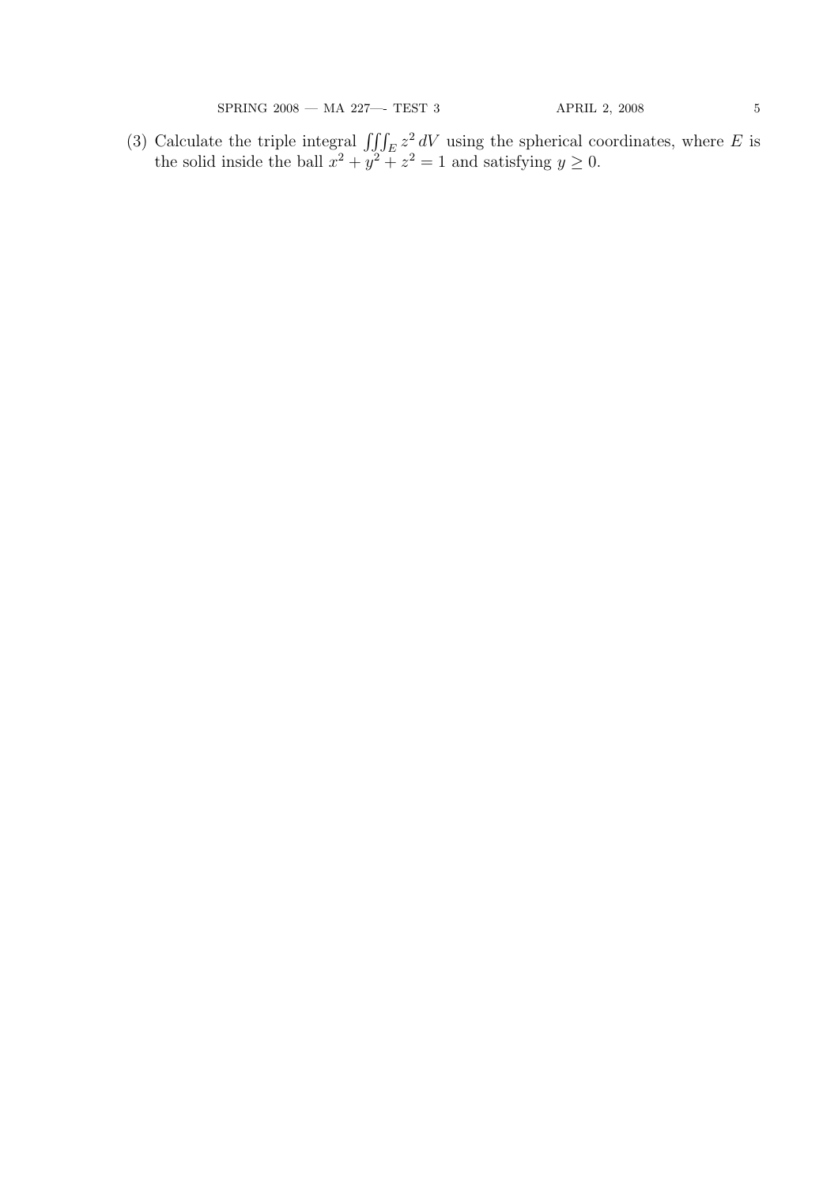(3) Calculate the triple integral $\iiint_E z^2 \, dV$ using the spherical coordinates, where $E$ is the solid inside the ball $x^2 + y^2 + z^2 = 1$ and satisfying $y \geq 0$.